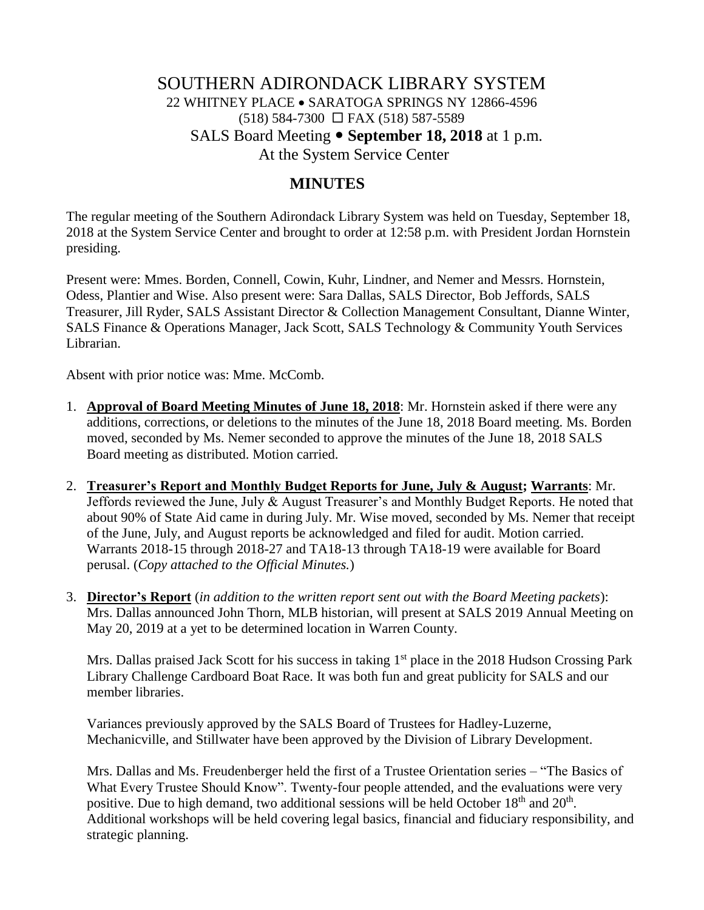# SOUTHERN ADIRONDACK LIBRARY SYSTEM

22 WHITNEY PLACE • SARATOGA SPRINGS NY 12866-4596
(518) 584-7300 ☐ FAX (518) 587-5589
SALS Board Meeting • **September 18, 2018** at 1 p.m.
At the System Service Center

## MINUTES

The regular meeting of the Southern Adirondack Library System was held on Tuesday, September 18, 2018 at the System Service Center and brought to order at 12:58 p.m. with President Jordan Hornstein presiding.

Present were: Mmes. Borden, Connell, Cowin, Kuhr, Lindner, and Nemer and Messrs. Hornstein, Odess, Plantier and Wise. Also present were: Sara Dallas, SALS Director, Bob Jeffords, SALS Treasurer, Jill Ryder, SALS Assistant Director & Collection Management Consultant, Dianne Winter, SALS Finance & Operations Manager, Jack Scott, SALS Technology & Community Youth Services Librarian.

Absent with prior notice was: Mme. McComb.

1. **Approval of Board Meeting Minutes of June 18, 2018**: Mr. Hornstein asked if there were any additions, corrections, or deletions to the minutes of the June 18, 2018 Board meeting. Ms. Borden moved, seconded by Ms. Nemer seconded to approve the minutes of the June 18, 2018 SALS Board meeting as distributed. Motion carried.

2. **Treasurer's Report and Monthly Budget Reports for June, July & August; Warrants**: Mr. Jeffords reviewed the June, July & August Treasurer's and Monthly Budget Reports. He noted that about 90% of State Aid came in during July. Mr. Wise moved, seconded by Ms. Nemer that receipt of the June, July, and August reports be acknowledged and filed for audit. Motion carried. Warrants 2018-15 through 2018-27 and TA18-13 through TA18-19 were available for Board perusal. (*Copy attached to the Official Minutes.*)

3. **Director's Report** (*in addition to the written report sent out with the Board Meeting packets*): Mrs. Dallas announced John Thorn, MLB historian, will present at SALS 2019 Annual Meeting on May 20, 2019 at a yet to be determined location in Warren County.

   Mrs. Dallas praised Jack Scott for his success in taking 1st place in the 2018 Hudson Crossing Park Library Challenge Cardboard Boat Race. It was both fun and great publicity for SALS and our member libraries.

   Variances previously approved by the SALS Board of Trustees for Hadley-Luzerne, Mechanicville, and Stillwater have been approved by the Division of Library Development.

   Mrs. Dallas and Ms. Freudenberger held the first of a Trustee Orientation series – "The Basics of What Every Trustee Should Know". Twenty-four people attended, and the evaluations were very positive. Due to high demand, two additional sessions will be held October 18th and 20th. Additional workshops will be held covering legal basics, financial and fiduciary responsibility, and strategic planning.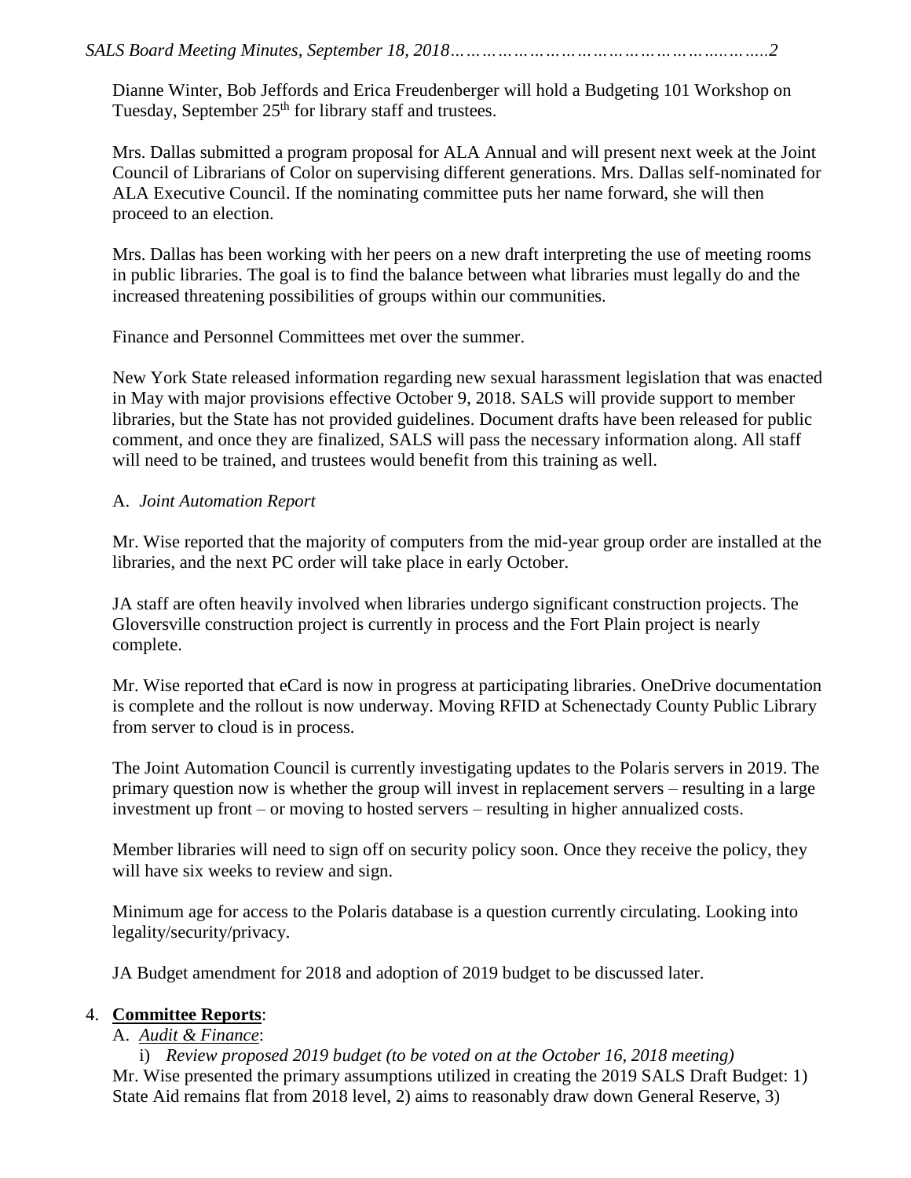Dianne Winter, Bob Jeffords and Erica Freudenberger will hold a Budgeting 101 Workshop on Tuesday, September 25th for library staff and trustees.

Mrs. Dallas submitted a program proposal for ALA Annual and will present next week at the Joint Council of Librarians of Color on supervising different generations. Mrs. Dallas self-nominated for ALA Executive Council. If the nominating committee puts her name forward, she will then proceed to an election.

Mrs. Dallas has been working with her peers on a new draft interpreting the use of meeting rooms in public libraries. The goal is to find the balance between what libraries must legally do and the increased threatening possibilities of groups within our communities.

Finance and Personnel Committees met over the summer.

New York State released information regarding new sexual harassment legislation that was enacted in May with major provisions effective October 9, 2018. SALS will provide support to member libraries, but the State has not provided guidelines. Document drafts have been released for public comment, and once they are finalized, SALS will pass the necessary information along. All staff will need to be trained, and trustees would benefit from this training as well.

A. *Joint Automation Report*

Mr. Wise reported that the majority of computers from the mid-year group order are installed at the libraries, and the next PC order will take place in early October.

JA staff are often heavily involved when libraries undergo significant construction projects. The Gloversville construction project is currently in process and the Fort Plain project is nearly complete.

Mr. Wise reported that eCard is now in progress at participating libraries. OneDrive documentation is complete and the rollout is now underway. Moving RFID at Schenectady County Public Library from server to cloud is in process.

The Joint Automation Council is currently investigating updates to the Polaris servers in 2019. The primary question now is whether the group will invest in replacement servers – resulting in a large investment up front – or moving to hosted servers – resulting in higher annualized costs.

Member libraries will need to sign off on security policy soon. Once they receive the policy, they will have six weeks to review and sign.

Minimum age for access to the Polaris database is a question currently circulating. Looking into legality/security/privacy.

JA Budget amendment for 2018 and adoption of 2019 budget to be discussed later.

4. **Committee Reports**:

A. *Audit & Finance*:

i) *Review proposed 2019 budget (to be voted on at the October 16, 2018 meeting)*

Mr. Wise presented the primary assumptions utilized in creating the 2019 SALS Draft Budget: 1) State Aid remains flat from 2018 level, 2) aims to reasonably draw down General Reserve, 3)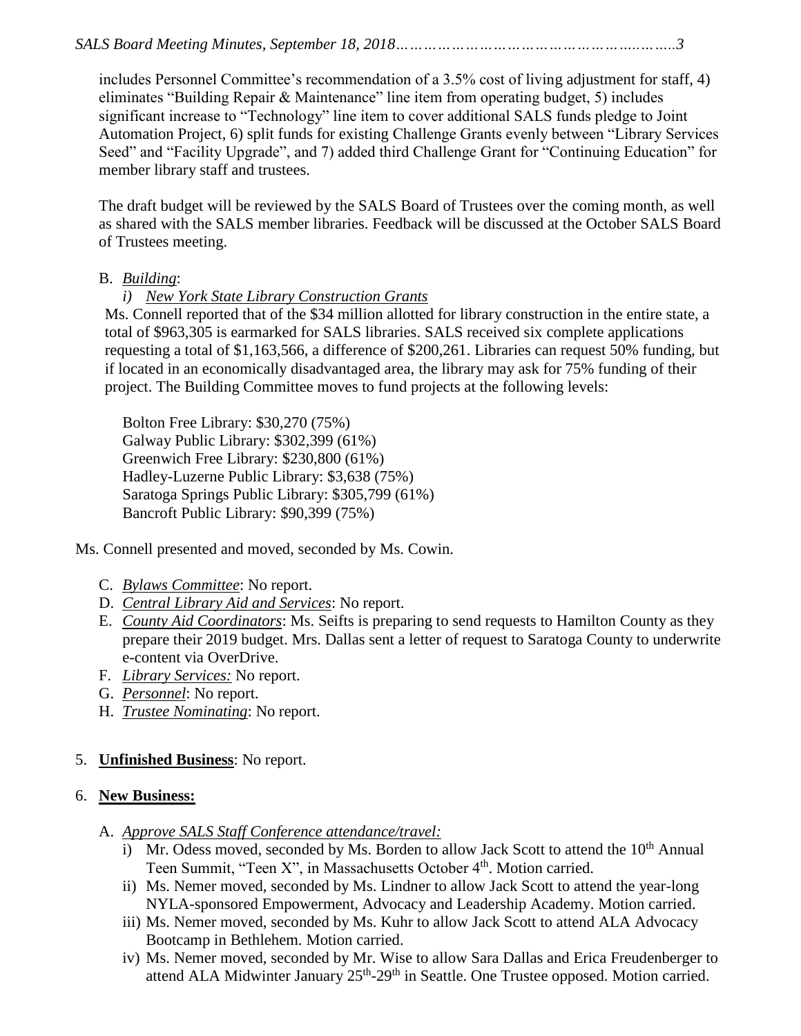includes Personnel Committee's recommendation of a 3.5% cost of living adjustment for staff, 4) eliminates "Building Repair & Maintenance" line item from operating budget, 5) includes significant increase to "Technology" line item to cover additional SALS funds pledge to Joint Automation Project, 6) split funds for existing Challenge Grants evenly between "Library Services Seed" and "Facility Upgrade", and 7) added third Challenge Grant for "Continuing Education" for member library staff and trustees.

The draft budget will be reviewed by the SALS Board of Trustees over the coming month, as well as shared with the SALS member libraries. Feedback will be discussed at the October SALS Board of Trustees meeting.

B. *Building*:

i) *New York State Library Construction Grants*

Ms. Connell reported that of the $34 million allotted for library construction in the entire state, a total of $963,305 is earmarked for SALS libraries. SALS received six complete applications requesting a total of $1,163,566, a difference of $200,261. Libraries can request 50% funding, but if located in an economically disadvantaged area, the library may ask for 75% funding of their project. The Building Committee moves to fund projects at the following levels:

Bolton Free Library: $30,270 (75%)
Galway Public Library: $302,399 (61%)
Greenwich Free Library: $230,800 (61%)
Hadley-Luzerne Public Library: $3,638 (75%)
Saratoga Springs Public Library: $305,799 (61%)
Bancroft Public Library: $90,399 (75%)

Ms. Connell presented and moved, seconded by Ms. Cowin.

C. *Bylaws Committee*: No report.
D. *Central Library Aid and Services*: No report.
E. *County Aid Coordinators*: Ms. Seifts is preparing to send requests to Hamilton County as they prepare their 2019 budget. Mrs. Dallas sent a letter of request to Saratoga County to underwrite e-content via OverDrive.
F. *Library Services:* No report.
G. *Personnel*: No report.
H. *Trustee Nominating*: No report.

5. **Unfinished Business**: No report.

6. **New Business:**

A. *Approve SALS Staff Conference attendance/travel:*
   i) Mr. Odess moved, seconded by Ms. Borden to allow Jack Scott to attend the 10th Annual Teen Summit, "Teen X", in Massachusetts October 4th. Motion carried.
   ii) Ms. Nemer moved, seconded by Ms. Lindner to allow Jack Scott to attend the year-long NYLA-sponsored Empowerment, Advocacy and Leadership Academy. Motion carried.
   iii) Ms. Nemer moved, seconded by Ms. Kuhr to allow Jack Scott to attend ALA Advocacy Bootcamp in Bethlehem. Motion carried.
   iv) Ms. Nemer moved, seconded by Mr. Wise to allow Sara Dallas and Erica Freudenberger to attend ALA Midwinter January 25th-29th in Seattle. One Trustee opposed. Motion carried.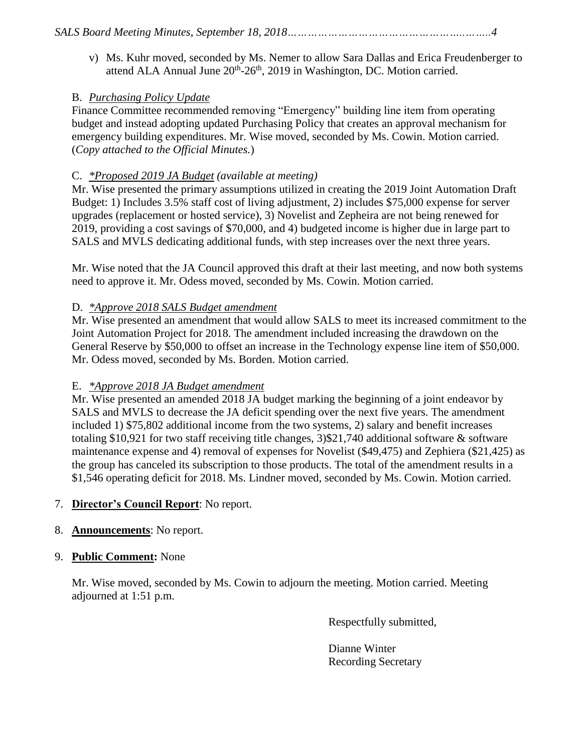v) Ms. Kuhr moved, seconded by Ms. Nemer to allow Sara Dallas and Erica Freudenberger to attend ALA Annual June 20th-26th, 2019 in Washington, DC. Motion carried.

B. *Purchasing Policy Update*

Finance Committee recommended removing "Emergency" building line item from operating budget and instead adopting updated Purchasing Policy that creates an approval mechanism for emergency building expenditures. Mr. Wise moved, seconded by Ms. Cowin. Motion carried. (*Copy attached to the Official Minutes.*)

C. *\*Proposed 2019 JA Budget (available at meeting)*

Mr. Wise presented the primary assumptions utilized in creating the 2019 Joint Automation Draft Budget: 1) Includes 3.5% staff cost of living adjustment, 2) includes $75,000 expense for server upgrades (replacement or hosted service), 3) Novelist and Zepheira are not being renewed for 2019, providing a cost savings of $70,000, and 4) budgeted income is higher due in large part to SALS and MVLS dedicating additional funds, with step increases over the next three years.

Mr. Wise noted that the JA Council approved this draft at their last meeting, and now both systems need to approve it. Mr. Odess moved, seconded by Ms. Cowin. Motion carried.

D. *\*Approve 2018 SALS Budget amendment*

Mr. Wise presented an amendment that would allow SALS to meet its increased commitment to the Joint Automation Project for 2018. The amendment included increasing the drawdown on the General Reserve by $50,000 to offset an increase in the Technology expense line item of $50,000. Mr. Odess moved, seconded by Ms. Borden. Motion carried.

E. *\*Approve 2018 JA Budget amendment*

Mr. Wise presented an amended 2018 JA budget marking the beginning of a joint endeavor by SALS and MVLS to decrease the JA deficit spending over the next five years. The amendment included 1) $75,802 additional income from the two systems, 2) salary and benefit increases totaling $10,921 for two staff receiving title changes, 3)$21,740 additional software & software maintenance expense and 4) removal of expenses for Novelist ($49,475) and Zephiera ($21,425) as the group has canceled its subscription to those products. The total of the amendment results in a $1,546 operating deficit for 2018. Ms. Lindner moved, seconded by Ms. Cowin. Motion carried.

7. **Director's Council Report**: No report.

8. **Announcements**: No report.

9. **Public Comment:** None

Mr. Wise moved, seconded by Ms. Cowin to adjourn the meeting. Motion carried. Meeting adjourned at 1:51 p.m.

Respectfully submitted,

Dianne Winter
Recording Secretary